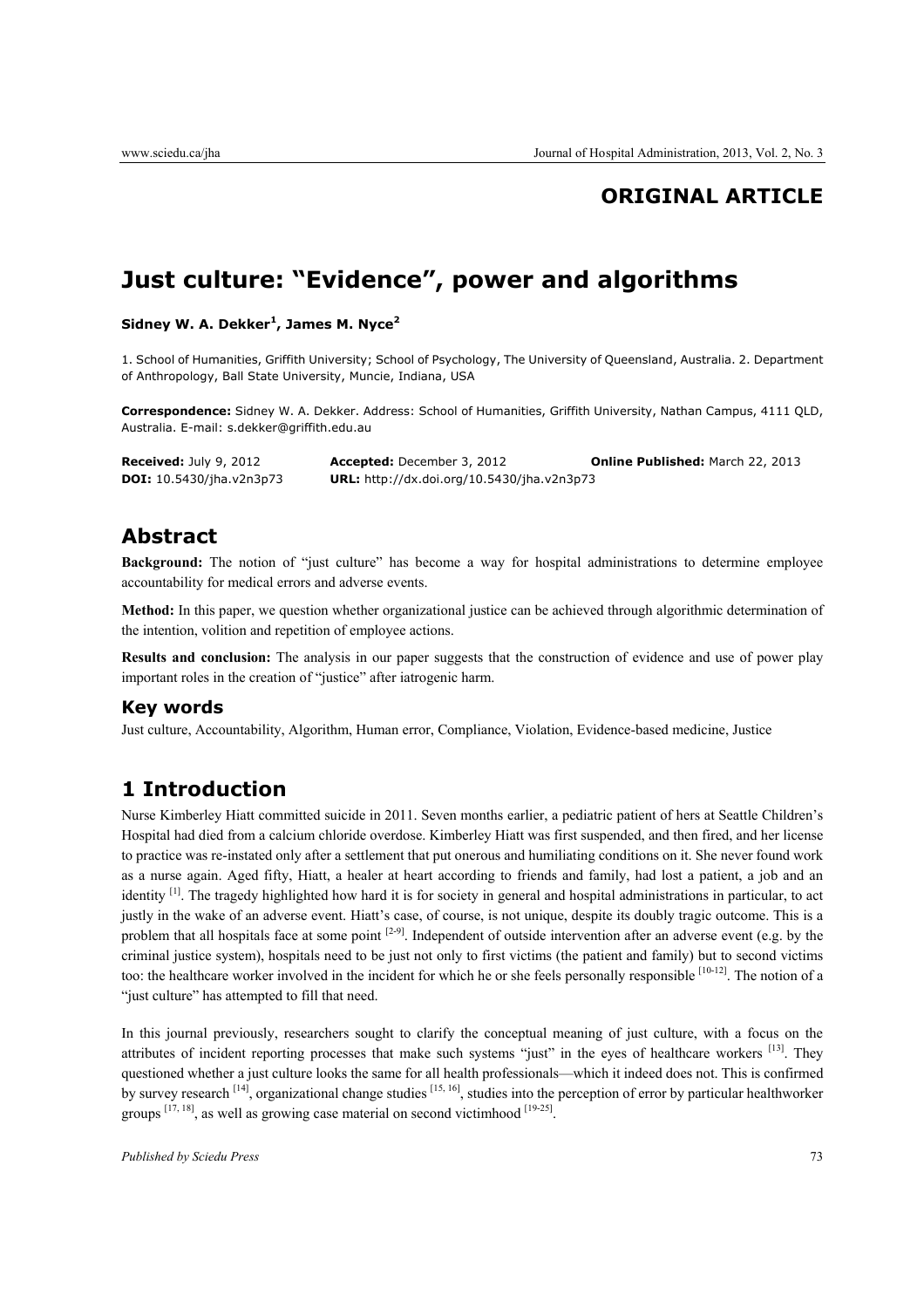**ORIGINAL ARTICLE**

# Just culture: "Evidence", power and algorithms

**Sidney W. A. Dekker[1], James M. Nyce[2]**

1. School of Humanities, Griffith University; School of Psychology, The University of Queensland, Australia. 2. Department of Anthropology, Ball State University, Muncie, Indiana, USA

**Correspondence:** Sidney W. A. Dekker. Address: School of Humanities, Griffith University, Nathan Campus, 4111 QLD, Australia. E-mail: s.dekker@griffith.edu.au

**Received:** July 9, 2012 **Accepted:** December 3, 2012 **Online Published:** March 22, 2013
**DOI:** 10.5430/jha.v2n3p73 **URL:** http://dx.doi.org/10.5430/jha.v2n3p73

## Abstract

**Background:** The notion of "just culture" has become a way for hospital administrations to determine employee accountability for medical errors and adverse events.

**Method:** In this paper, we question whether organizational justice can be achieved through algorithmic determination of the intention, volition and repetition of employee actions.

**Results and conclusion:** The analysis in our paper suggests that the construction of evidence and use of power play important roles in the creation of "justice" after iatrogenic harm.

### Key words

Just culture, Accountability, Algorithm, Human error, Compliance, Violation, Evidence-based medicine, Justice

## 1 Introduction

Nurse Kimberley Hiatt committed suicide in 2011. Seven months earlier, a pediatric patient of hers at Seattle Children's Hospital had died from a calcium chloride overdose. Kimberley Hiatt was first suspended, and then fired, and her license to practice was re-instated only after a settlement that put onerous and humiliating conditions on it. She never found work as a nurse again. Aged fifty, Hiatt, a healer at heart according to friends and family, had lost a patient, a job and an identity [1]. The tragedy highlighted how hard it is for society in general and hospital administrations in particular, to act justly in the wake of an adverse event. Hiatt's case, of course, is not unique, despite its doubly tragic outcome. This is a problem that all hospitals face at some point [2-9]. Independent of outside intervention after an adverse event (e.g. by the criminal justice system), hospitals need to be just not only to first victims (the patient and family) but to second victims too: the healthcare worker involved in the incident for which he or she feels personally responsible [10-12]. The notion of a "just culture" has attempted to fill that need.

In this journal previously, researchers sought to clarify the conceptual meaning of just culture, with a focus on the attributes of incident reporting processes that make such systems "just" in the eyes of healthcare workers [13]. They questioned whether a just culture looks the same for all health professionals—which it indeed does not. This is confirmed by survey research [14], organizational change studies [15, 16], studies into the perception of error by particular healthworker groups [17, 18], as well as growing case material on second victimhood [19-25].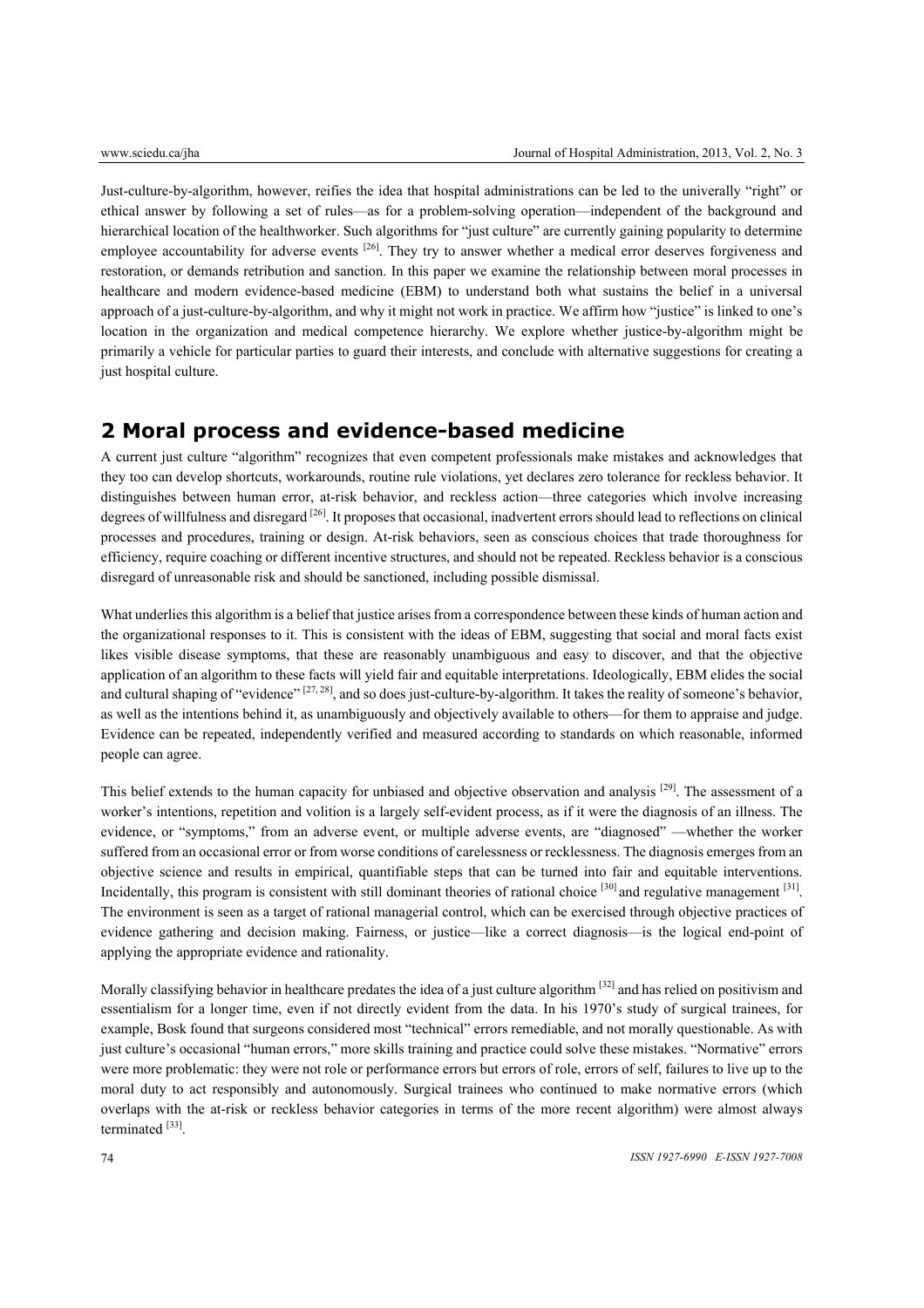Just-culture-by-algorithm, however, reifies the idea that hospital administrations can be led to the univerally "right" or ethical answer by following a set of rules—as for a problem-solving operation—independent of the background and hierarchical location of the healthworker. Such algorithms for "just culture" are currently gaining popularity to determine employee accountability for adverse events [26]. They try to answer whether a medical error deserves forgiveness and restoration, or demands retribution and sanction. In this paper we examine the relationship between moral processes in healthcare and modern evidence-based medicine (EBM) to understand both what sustains the belief in a universal approach of a just-culture-by-algorithm, and why it might not work in practice. We affirm how "justice" is linked to one's location in the organization and medical competence hierarchy. We explore whether justice-by-algorithm might be primarily a vehicle for particular parties to guard their interests, and conclude with alternative suggestions for creating a just hospital culture.

## 2 Moral process and evidence-based medicine

A current just culture "algorithm" recognizes that even competent professionals make mistakes and acknowledges that they too can develop shortcuts, workarounds, routine rule violations, yet declares zero tolerance for reckless behavior. It distinguishes between human error, at-risk behavior, and reckless action—three categories which involve increasing degrees of willfulness and disregard [26]. It proposes that occasional, inadvertent errors should lead to reflections on clinical processes and procedures, training or design. At-risk behaviors, seen as conscious choices that trade thoroughness for efficiency, require coaching or different incentive structures, and should not be repeated. Reckless behavior is a conscious disregard of unreasonable risk and should be sanctioned, including possible dismissal.

What underlies this algorithm is a belief that justice arises from a correspondence between these kinds of human action and the organizational responses to it. This is consistent with the ideas of EBM, suggesting that social and moral facts exist likes visible disease symptoms, that these are reasonably unambiguous and easy to discover, and that the objective application of an algorithm to these facts will yield fair and equitable interpretations. Ideologically, EBM elides the social and cultural shaping of "evidence" [27, 28], and so does just-culture-by-algorithm. It takes the reality of someone's behavior, as well as the intentions behind it, as unambiguously and objectively available to others—for them to appraise and judge. Evidence can be repeated, independently verified and measured according to standards on which reasonable, informed people can agree.

This belief extends to the human capacity for unbiased and objective observation and analysis [29]. The assessment of a worker's intentions, repetition and volition is a largely self-evident process, as if it were the diagnosis of an illness. The evidence, or "symptoms," from an adverse event, or multiple adverse events, are "diagnosed" —whether the worker suffered from an occasional error or from worse conditions of carelessness or recklessness. The diagnosis emerges from an objective science and results in empirical, quantifiable steps that can be turned into fair and equitable interventions. Incidentally, this program is consistent with still dominant theories of rational choice [30] and regulative management [31]. The environment is seen as a target of rational managerial control, which can be exercised through objective practices of evidence gathering and decision making. Fairness, or justice—like a correct diagnosis—is the logical end-point of applying the appropriate evidence and rationality.

Morally classifying behavior in healthcare predates the idea of a just culture algorithm [32] and has relied on positivism and essentialism for a longer time, even if not directly evident from the data. In his 1970's study of surgical trainees, for example, Bosk found that surgeons considered most "technical" errors remediable, and not morally questionable. As with just culture's occasional "human errors," more skills training and practice could solve these mistakes. "Normative" errors were more problematic: they were not role or performance errors but errors of role, errors of self, failures to live up to the moral duty to act responsibly and autonomously. Surgical trainees who continued to make normative errors (which overlaps with the at-risk or reckless behavior categories in terms of the more recent algorithm) were almost always terminated [33].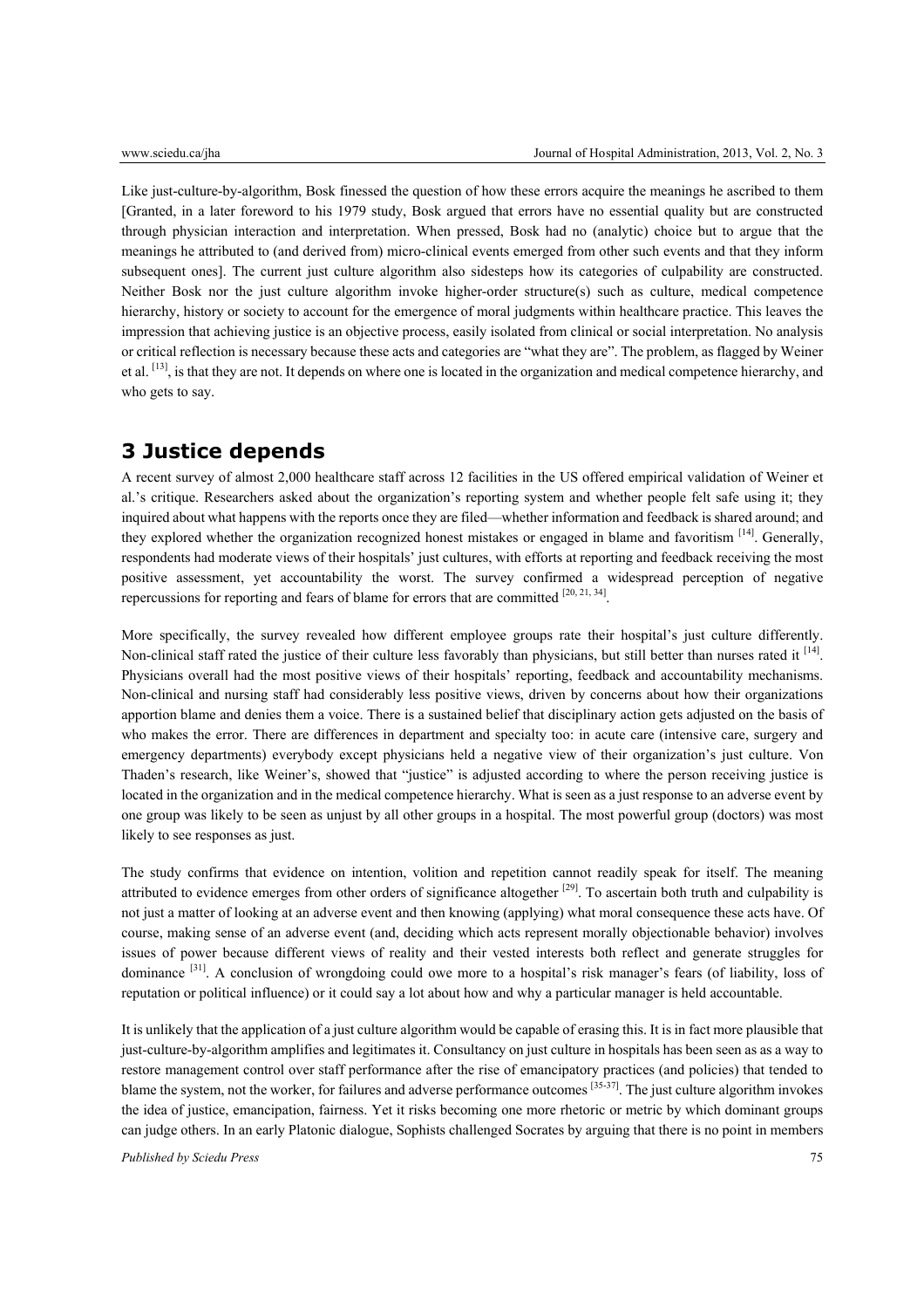Like just-culture-by-algorithm, Bosk finessed the question of how these errors acquire the meanings he ascribed to them [Granted, in a later foreword to his 1979 study, Bosk argued that errors have no essential quality but are constructed through physician interaction and interpretation. When pressed, Bosk had no (analytic) choice but to argue that the meanings he attributed to (and derived from) micro-clinical events emerged from other such events and that they inform subsequent ones]. The current just culture algorithm also sidesteps how its categories of culpability are constructed. Neither Bosk nor the just culture algorithm invoke higher-order structure(s) such as culture, medical competence hierarchy, history or society to account for the emergence of moral judgments within healthcare practice. This leaves the impression that achieving justice is an objective process, easily isolated from clinical or social interpretation. No analysis or critical reflection is necessary because these acts and categories are "what they are". The problem, as flagged by Weiner et al. [13], is that they are not. It depends on where one is located in the organization and medical competence hierarchy, and who gets to say.

# 3 Justice depends

A recent survey of almost 2,000 healthcare staff across 12 facilities in the US offered empirical validation of Weiner et al.'s critique. Researchers asked about the organization's reporting system and whether people felt safe using it; they inquired about what happens with the reports once they are filed—whether information and feedback is shared around; and they explored whether the organization recognized honest mistakes or engaged in blame and favoritism [14]. Generally, respondents had moderate views of their hospitals' just cultures, with efforts at reporting and feedback receiving the most positive assessment, yet accountability the worst. The survey confirmed a widespread perception of negative repercussions for reporting and fears of blame for errors that are committed [20, 21, 34].

More specifically, the survey revealed how different employee groups rate their hospital's just culture differently. Non-clinical staff rated the justice of their culture less favorably than physicians, but still better than nurses rated it [14]. Physicians overall had the most positive views of their hospitals' reporting, feedback and accountability mechanisms. Non-clinical and nursing staff had considerably less positive views, driven by concerns about how their organizations apportion blame and denies them a voice. There is a sustained belief that disciplinary action gets adjusted on the basis of who makes the error. There are differences in department and specialty too: in acute care (intensive care, surgery and emergency departments) everybody except physicians held a negative view of their organization's just culture. Von Thaden's research, like Weiner's, showed that "justice" is adjusted according to where the person receiving justice is located in the organization and in the medical competence hierarchy. What is seen as a just response to an adverse event by one group was likely to be seen as unjust by all other groups in a hospital. The most powerful group (doctors) was most likely to see responses as just.

The study confirms that evidence on intention, volition and repetition cannot readily speak for itself. The meaning attributed to evidence emerges from other orders of significance altogether [29]. To ascertain both truth and culpability is not just a matter of looking at an adverse event and then knowing (applying) what moral consequence these acts have. Of course, making sense of an adverse event (and, deciding which acts represent morally objectionable behavior) involves issues of power because different views of reality and their vested interests both reflect and generate struggles for dominance [31]. A conclusion of wrongdoing could owe more to a hospital's risk manager's fears (of liability, loss of reputation or political influence) or it could say a lot about how and why a particular manager is held accountable.

It is unlikely that the application of a just culture algorithm would be capable of erasing this. It is in fact more plausible that just-culture-by-algorithm amplifies and legitimates it. Consultancy on just culture in hospitals has been seen as as a way to restore management control over staff performance after the rise of emancipatory practices (and policies) that tended to blame the system, not the worker, for failures and adverse performance outcomes [35-37]. The just culture algorithm invokes the idea of justice, emancipation, fairness. Yet it risks becoming one more rhetoric or metric by which dominant groups can judge others. In an early Platonic dialogue, Sophists challenged Socrates by arguing that there is no point in members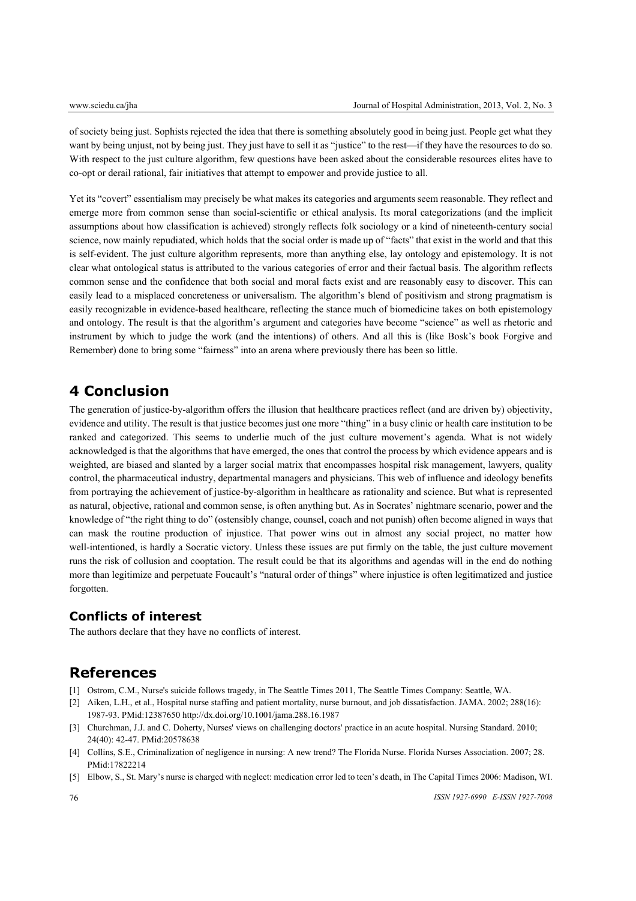of society being just. Sophists rejected the idea that there is something absolutely good in being just. People get what they want by being unjust, not by being just. They just have to sell it as "justice" to the rest—if they have the resources to do so. With respect to the just culture algorithm, few questions have been asked about the considerable resources elites have to co-opt or derail rational, fair initiatives that attempt to empower and provide justice to all.

Yet its "covert" essentialism may precisely be what makes its categories and arguments seem reasonable. They reflect and emerge more from common sense than social-scientific or ethical analysis. Its moral categorizations (and the implicit assumptions about how classification is achieved) strongly reflects folk sociology or a kind of nineteenth-century social science, now mainly repudiated, which holds that the social order is made up of "facts" that exist in the world and that this is self-evident. The just culture algorithm represents, more than anything else, lay ontology and epistemology. It is not clear what ontological status is attributed to the various categories of error and their factual basis. The algorithm reflects common sense and the confidence that both social and moral facts exist and are reasonably easy to discover. This can easily lead to a misplaced concreteness or universalism. The algorithm's blend of positivism and strong pragmatism is easily recognizable in evidence-based healthcare, reflecting the stance much of biomedicine takes on both epistemology and ontology. The result is that the algorithm's argument and categories have become "science" as well as rhetoric and instrument by which to judge the work (and the intentions) of others. And all this is (like Bosk's book Forgive and Remember) done to bring some "fairness" into an arena where previously there has been so little.

# 4 Conclusion

The generation of justice-by-algorithm offers the illusion that healthcare practices reflect (and are driven by) objectivity, evidence and utility. The result is that justice becomes just one more "thing" in a busy clinic or health care institution to be ranked and categorized. This seems to underlie much of the just culture movement's agenda. What is not widely acknowledged is that the algorithms that have emerged, the ones that control the process by which evidence appears and is weighted, are biased and slanted by a larger social matrix that encompasses hospital risk management, lawyers, quality control, the pharmaceutical industry, departmental managers and physicians. This web of influence and ideology benefits from portraying the achievement of justice-by-algorithm in healthcare as rationality and science. But what is represented as natural, objective, rational and common sense, is often anything but. As in Socrates' nightmare scenario, power and the knowledge of "the right thing to do" (ostensibly change, counsel, coach and not punish) often become aligned in ways that can mask the routine production of injustice. That power wins out in almost any social project, no matter how well-intentioned, is hardly a Socratic victory. Unless these issues are put firmly on the table, the just culture movement runs the risk of collusion and cooptation. The result could be that its algorithms and agendas will in the end do nothing more than legitimize and perpetuate Foucault's "natural order of things" where injustice is often legitimatized and justice forgotten.

## Conflicts of interest

The authors declare that they have no conflicts of interest.

# References

[1] Ostrom, C.M., Nurse's suicide follows tragedy, in The Seattle Times 2011, The Seattle Times Company: Seattle, WA.

[2] Aiken, L.H., et al., Hospital nurse staffing and patient mortality, nurse burnout, and job dissatisfaction. JAMA. 2002; 288(16): 1987-93. PMid:12387650 http://dx.doi.org/10.1001/jama.288.16.1987

[3] Churchman, J.J. and C. Doherty, Nurses' views on challenging doctors' practice in an acute hospital. Nursing Standard. 2010; 24(40): 42-47. PMid:20578638

[4] Collins, S.E., Criminalization of negligence in nursing: A new trend? The Florida Nurse. Florida Nurses Association. 2007; 28. PMid:17822214

[5] Elbow, S., St. Mary's nurse is charged with neglect: medication error led to teen's death, in The Capital Times 2006: Madison, WI.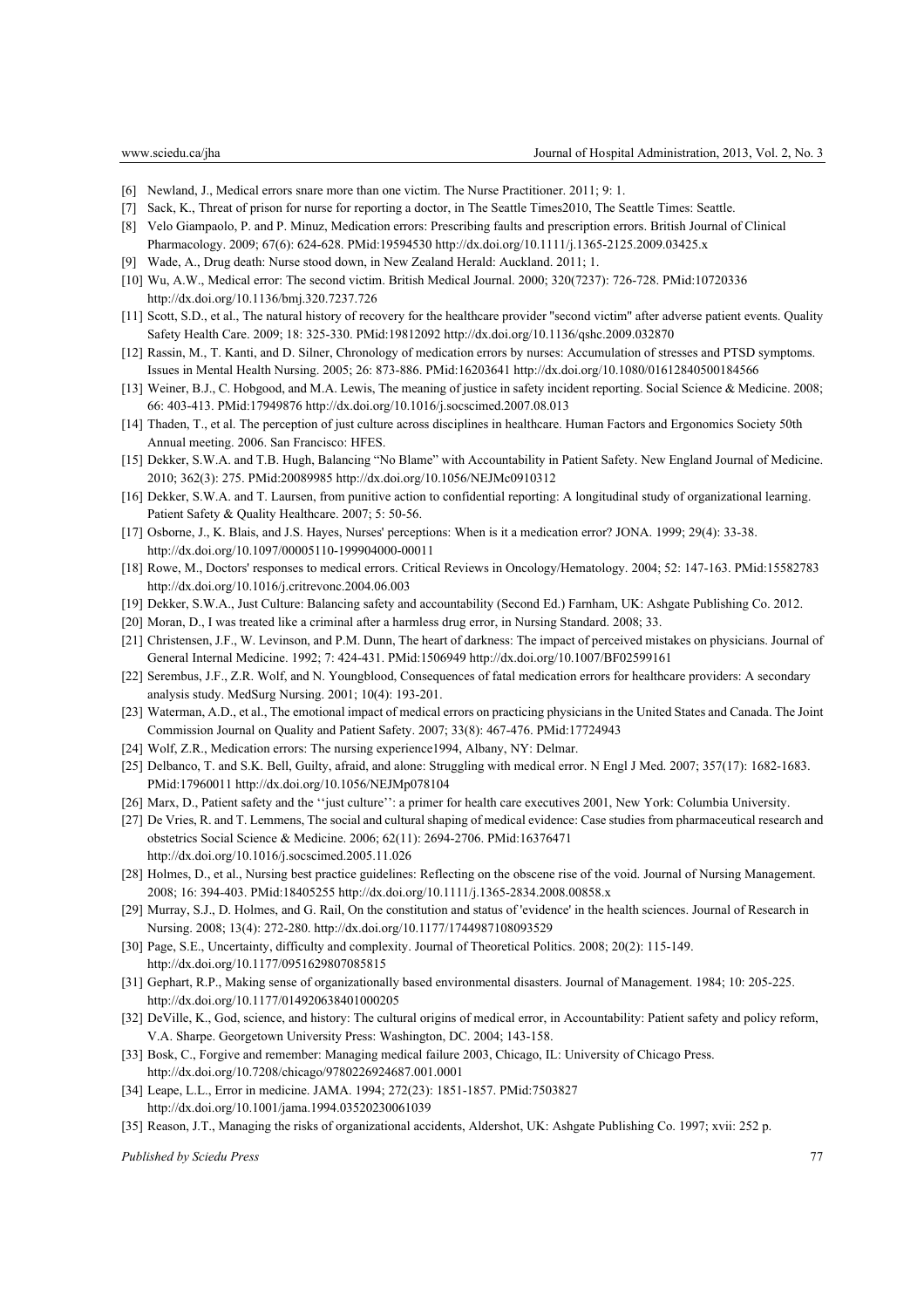[6] Newland, J., Medical errors snare more than one victim. The Nurse Practitioner. 2011; 9: 1.

[7] Sack, K., Threat of prison for nurse for reporting a doctor, in The Seattle Times2010, The Seattle Times: Seattle.

[8] Velo Giampaolo, P. and P. Minuz, Medication errors: Prescribing faults and prescription errors. British Journal of Clinical Pharmacology. 2009; 67(6): 624-628. PMid:19594530 http://dx.doi.org/10.1111/j.1365-2125.2009.03425.x

[9] Wade, A., Drug death: Nurse stood down, in New Zealand Herald: Auckland. 2011; 1.

[10] Wu, A.W., Medical error: The second victim. British Medical Journal. 2000; 320(7237): 726-728. PMid:10720336 http://dx.doi.org/10.1136/bmj.320.7237.726

[11] Scott, S.D., et al., The natural history of recovery for the healthcare provider "second victim" after adverse patient events. Quality Safety Health Care. 2009; 18: 325-330. PMid:19812092 http://dx.doi.org/10.1136/qshc.2009.032870

[12] Rassin, M., T. Kanti, and D. Silner, Chronology of medication errors by nurses: Accumulation of stresses and PTSD symptoms. Issues in Mental Health Nursing. 2005; 26: 873-886. PMid:16203641 http://dx.doi.org/10.1080/01612840500184566

[13] Weiner, B.J., C. Hobgood, and M.A. Lewis, The meaning of justice in safety incident reporting. Social Science & Medicine. 2008; 66: 403-413. PMid:17949876 http://dx.doi.org/10.1016/j.socscimed.2007.08.013

[14] Thaden, T., et al. The perception of just culture across disciplines in healthcare. Human Factors and Ergonomics Society 50th Annual meeting. 2006. San Francisco: HFES.

[15] Dekker, S.W.A. and T.B. Hugh, Balancing "No Blame" with Accountability in Patient Safety. New England Journal of Medicine. 2010; 362(3): 275. PMid:20089985 http://dx.doi.org/10.1056/NEJMc0910312

[16] Dekker, S.W.A. and T. Laursen, from punitive action to confidential reporting: A longitudinal study of organizational learning. Patient Safety & Quality Healthcare. 2007; 5: 50-56.

[17] Osborne, J., K. Blais, and J.S. Hayes, Nurses' perceptions: When is it a medication error? JONA. 1999; 29(4): 33-38. http://dx.doi.org/10.1097/00005110-199904000-00011

[18] Rowe, M., Doctors' responses to medical errors. Critical Reviews in Oncology/Hematology. 2004; 52: 147-163. PMid:15582783 http://dx.doi.org/10.1016/j.critrevonc.2004.06.003

[19] Dekker, S.W.A., Just Culture: Balancing safety and accountability (Second Ed.) Farnham, UK: Ashgate Publishing Co. 2012.

[20] Moran, D., I was treated like a criminal after a harmless drug error, in Nursing Standard. 2008; 33.

[21] Christensen, J.F., W. Levinson, and P.M. Dunn, The heart of darkness: The impact of perceived mistakes on physicians. Journal of General Internal Medicine. 1992; 7: 424-431. PMid:1506949 http://dx.doi.org/10.1007/BF02599161

[22] Serembus, J.F., Z.R. Wolf, and N. Youngblood, Consequences of fatal medication errors for healthcare providers: A secondary analysis study. MedSurg Nursing. 2001; 10(4): 193-201.

[23] Waterman, A.D., et al., The emotional impact of medical errors on practicing physicians in the United States and Canada. The Joint Commission Journal on Quality and Patient Safety. 2007; 33(8): 467-476. PMid:17724943

[24] Wolf, Z.R., Medication errors: The nursing experience1994, Albany, NY: Delmar.

[25] Delbanco, T. and S.K. Bell, Guilty, afraid, and alone: Struggling with medical error. N Engl J Med. 2007; 357(17): 1682-1683. PMid:17960011 http://dx.doi.org/10.1056/NEJMp078104

[26] Marx, D., Patient safety and the ''just culture'': a primer for health care executives 2001, New York: Columbia University.

[27] De Vries, R. and T. Lemmens, The social and cultural shaping of medical evidence: Case studies from pharmaceutical research and obstetrics Social Science & Medicine. 2006; 62(11): 2694-2706. PMid:16376471 http://dx.doi.org/10.1016/j.socscimed.2005.11.026

[28] Holmes, D., et al., Nursing best practice guidelines: Reflecting on the obscene rise of the void. Journal of Nursing Management. 2008; 16: 394-403. PMid:18405255 http://dx.doi.org/10.1111/j.1365-2834.2008.00858.x

[29] Murray, S.J., D. Holmes, and G. Rail, On the constitution and status of 'evidence' in the health sciences. Journal of Research in Nursing. 2008; 13(4): 272-280. http://dx.doi.org/10.1177/1744987108093529

[30] Page, S.E., Uncertainty, difficulty and complexity. Journal of Theoretical Politics. 2008; 20(2): 115-149. http://dx.doi.org/10.1177/0951629807085815

[31] Gephart, R.P., Making sense of organizationally based environmental disasters. Journal of Management. 1984; 10: 205-225. http://dx.doi.org/10.1177/014920638401000205

[32] DeVille, K., God, science, and history: The cultural origins of medical error, in Accountability: Patient safety and policy reform, V.A. Sharpe. Georgetown University Press: Washington, DC. 2004; 143-158.

[33] Bosk, C., Forgive and remember: Managing medical failure 2003, Chicago, IL: University of Chicago Press. http://dx.doi.org/10.7208/chicago/9780226924687.001.0001

[34] Leape, L.L., Error in medicine. JAMA. 1994; 272(23): 1851-1857. PMid:7503827 http://dx.doi.org/10.1001/jama.1994.03520230061039

[35] Reason, J.T., Managing the risks of organizational accidents, Aldershot, UK: Ashgate Publishing Co. 1997; xvii: 252 p.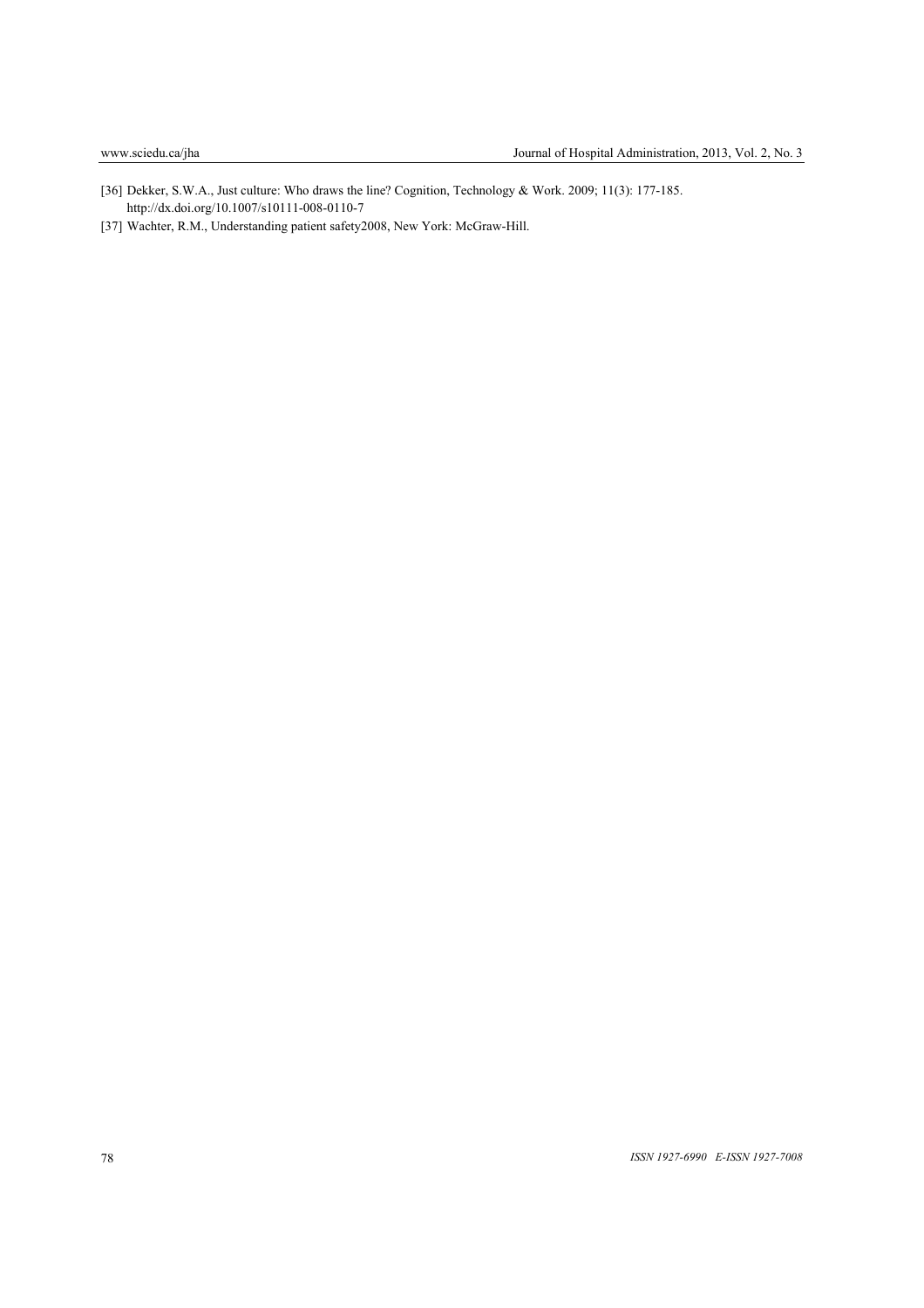[36] Dekker, S.W.A., Just culture: Who draws the line? Cognition, Technology & Work. 2009; 11(3): 177-185. http://dx.doi.org/10.1007/s10111-008-0110-7

[37] Wachter, R.M., Understanding patient safety2008, New York: McGraw-Hill.